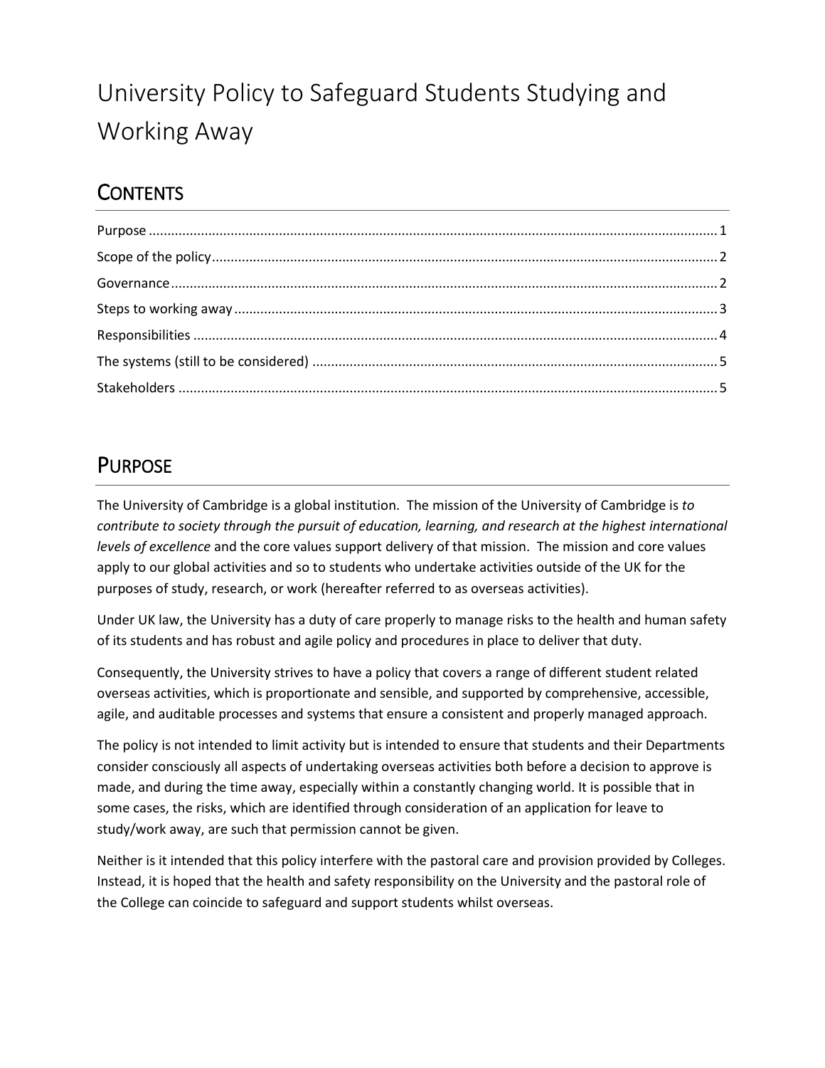# University Policy to Safeguard Students Studying and Working Away

## Contents

Purpose ..... 1
Scope of the policy ..... 2
Governance ..... 2
Steps to working away ..... 3
Responsibilities ..... 4
The systems (still to be considered) ..... 5
Stakeholders ..... 5

## Purpose

The University of Cambridge is a global institution. The mission of the University of Cambridge is *to contribute to society through the pursuit of education, learning, and research at the highest international levels of excellence* and the core values support delivery of that mission. The mission and core values apply to our global activities and so to students who undertake activities outside of the UK for the purposes of study, research, or work (hereafter referred to as overseas activities).

Under UK law, the University has a duty of care properly to manage risks to the health and human safety of its students and has robust and agile policy and procedures in place to deliver that duty.

Consequently, the University strives to have a policy that covers a range of different student related overseas activities, which is proportionate and sensible, and supported by comprehensive, accessible, agile, and auditable processes and systems that ensure a consistent and properly managed approach.

The policy is not intended to limit activity but is intended to ensure that students and their Departments consider consciously all aspects of undertaking overseas activities both before a decision to approve is made, and during the time away, especially within a constantly changing world. It is possible that in some cases, the risks, which are identified through consideration of an application for leave to study/work away, are such that permission cannot be given.

Neither is it intended that this policy interfere with the pastoral care and provision provided by Colleges. Instead, it is hoped that the health and safety responsibility on the University and the pastoral role of the College can coincide to safeguard and support students whilst overseas.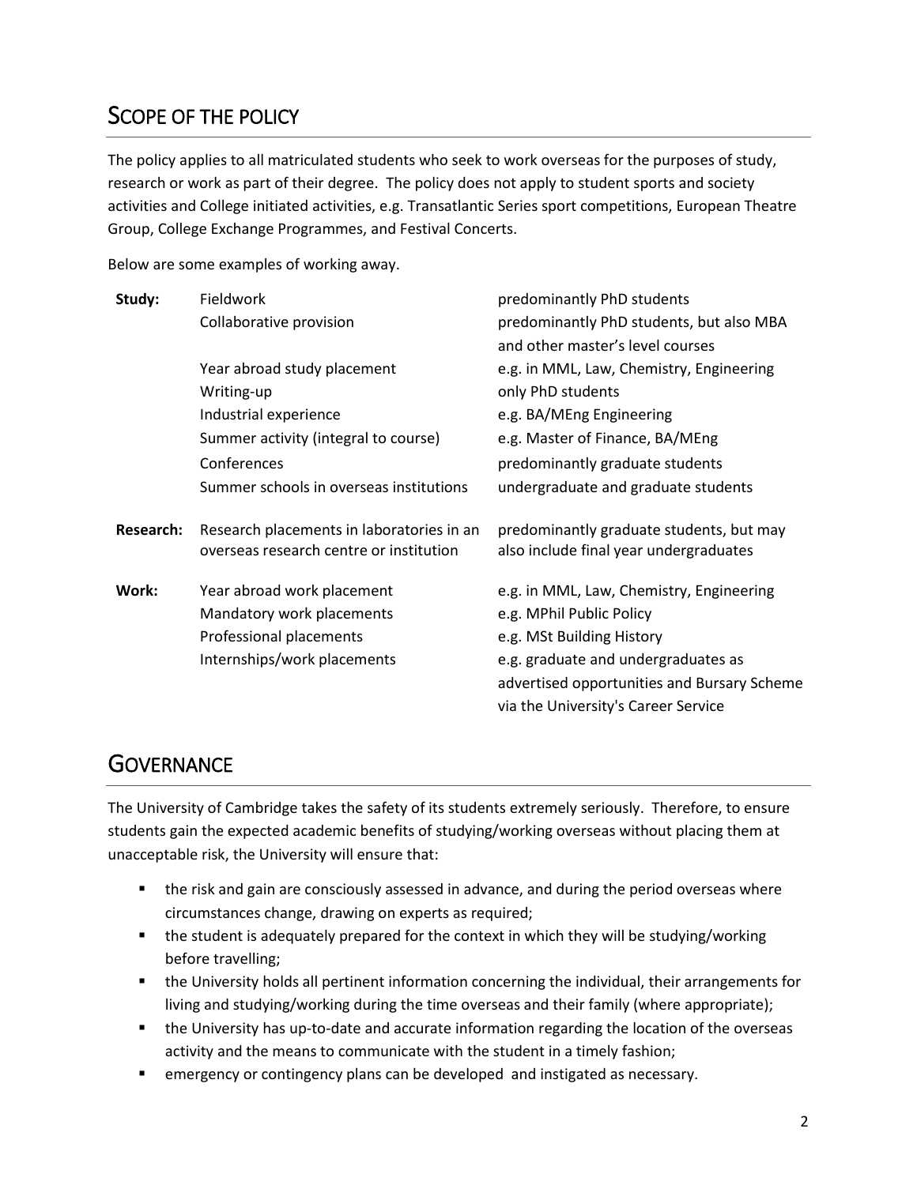## Scope of the policy

The policy applies to all matriculated students who seek to work overseas for the purposes of study, research or work as part of their degree. The policy does not apply to student sports and society activities and College initiated activities, e.g. Transatlantic Series sport competitions, European Theatre Group, College Exchange Programmes, and Festival Concerts.

Below are some examples of working away.

| | | |
|---|---|---|
| **Study:** | Fieldwork | predominantly PhD students |
| | Collaborative provision | predominantly PhD students, but also MBA and other master's level courses |
| | Year abroad study placement | e.g. in MML, Law, Chemistry, Engineering |
| | Writing-up | only PhD students |
| | Industrial experience | e.g. BA/MEng Engineering |
| | Summer activity (integral to course) | e.g. Master of Finance, BA/MEng |
| | Conferences | predominantly graduate students |
| | Summer schools in overseas institutions | undergraduate and graduate students |
| **Research:** | Research placements in laboratories in an overseas research centre or institution | predominantly graduate students, but may also include final year undergraduates |
| **Work:** | Year abroad work placement | e.g. in MML, Law, Chemistry, Engineering |
| | Mandatory work placements | e.g. MPhil Public Policy |
| | Professional placements | e.g. MSt Building History |
| | Internships/work placements | e.g. graduate and undergraduates as advertised opportunities and Bursary Scheme via the University's Career Service |

## Governance

The University of Cambridge takes the safety of its students extremely seriously. Therefore, to ensure students gain the expected academic benefits of studying/working overseas without placing them at unacceptable risk, the University will ensure that:

- the risk and gain are consciously assessed in advance, and during the period overseas where circumstances change, drawing on experts as required;
- the student is adequately prepared for the context in which they will be studying/working before travelling;
- the University holds all pertinent information concerning the individual, their arrangements for living and studying/working during the time overseas and their family (where appropriate);
- the University has up-to-date and accurate information regarding the location of the overseas activity and the means to communicate with the student in a timely fashion;
- emergency or contingency plans can be developed and instigated as necessary.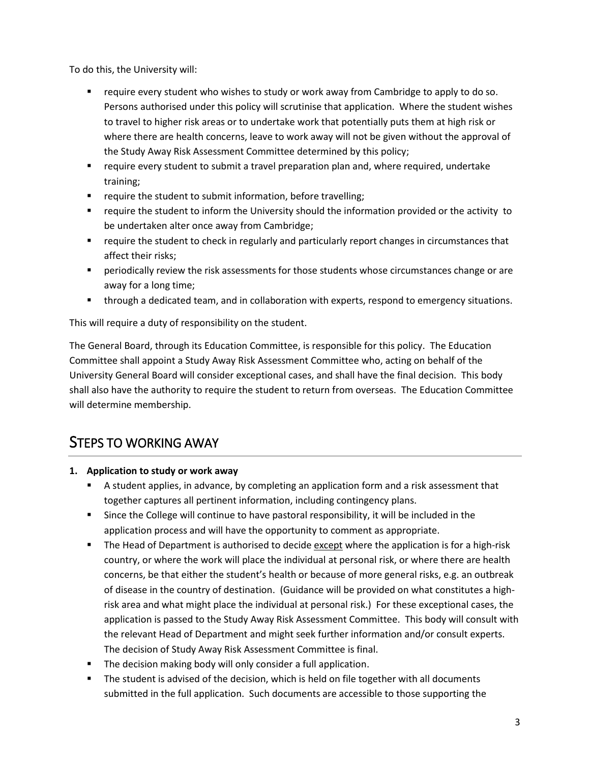To do this, the University will:

- require every student who wishes to study or work away from Cambridge to apply to do so. Persons authorised under this policy will scrutinise that application. Where the student wishes to travel to higher risk areas or to undertake work that potentially puts them at high risk or where there are health concerns, leave to work away will not be given without the approval of the Study Away Risk Assessment Committee determined by this policy;
- require every student to submit a travel preparation plan and, where required, undertake training;
- require the student to submit information, before travelling;
- require the student to inform the University should the information provided or the activity to be undertaken alter once away from Cambridge;
- require the student to check in regularly and particularly report changes in circumstances that affect their risks;
- periodically review the risk assessments for those students whose circumstances change or are away for a long time;
- through a dedicated team, and in collaboration with experts, respond to emergency situations.

This will require a duty of responsibility on the student.

The General Board, through its Education Committee, is responsible for this policy. The Education Committee shall appoint a Study Away Risk Assessment Committee who, acting on behalf of the University General Board will consider exceptional cases, and shall have the final decision. This body shall also have the authority to require the student to return from overseas. The Education Committee will determine membership.

## STEPS TO WORKING AWAY

**1. Application to study or work away**

- A student applies, in advance, by completing an application form and a risk assessment that together captures all pertinent information, including contingency plans.
- Since the College will continue to have pastoral responsibility, it will be included in the application process and will have the opportunity to comment as appropriate.
- The Head of Department is authorised to decide except where the application is for a high-risk country, or where the work will place the individual at personal risk, or where there are health concerns, be that either the student's health or because of more general risks, e.g. an outbreak of disease in the country of destination. (Guidance will be provided on what constitutes a high-risk area and what might place the individual at personal risk.) For these exceptional cases, the application is passed to the Study Away Risk Assessment Committee. This body will consult with the relevant Head of Department and might seek further information and/or consult experts. The decision of Study Away Risk Assessment Committee is final.
- The decision making body will only consider a full application.
- The student is advised of the decision, which is held on file together with all documents submitted in the full application. Such documents are accessible to those supporting the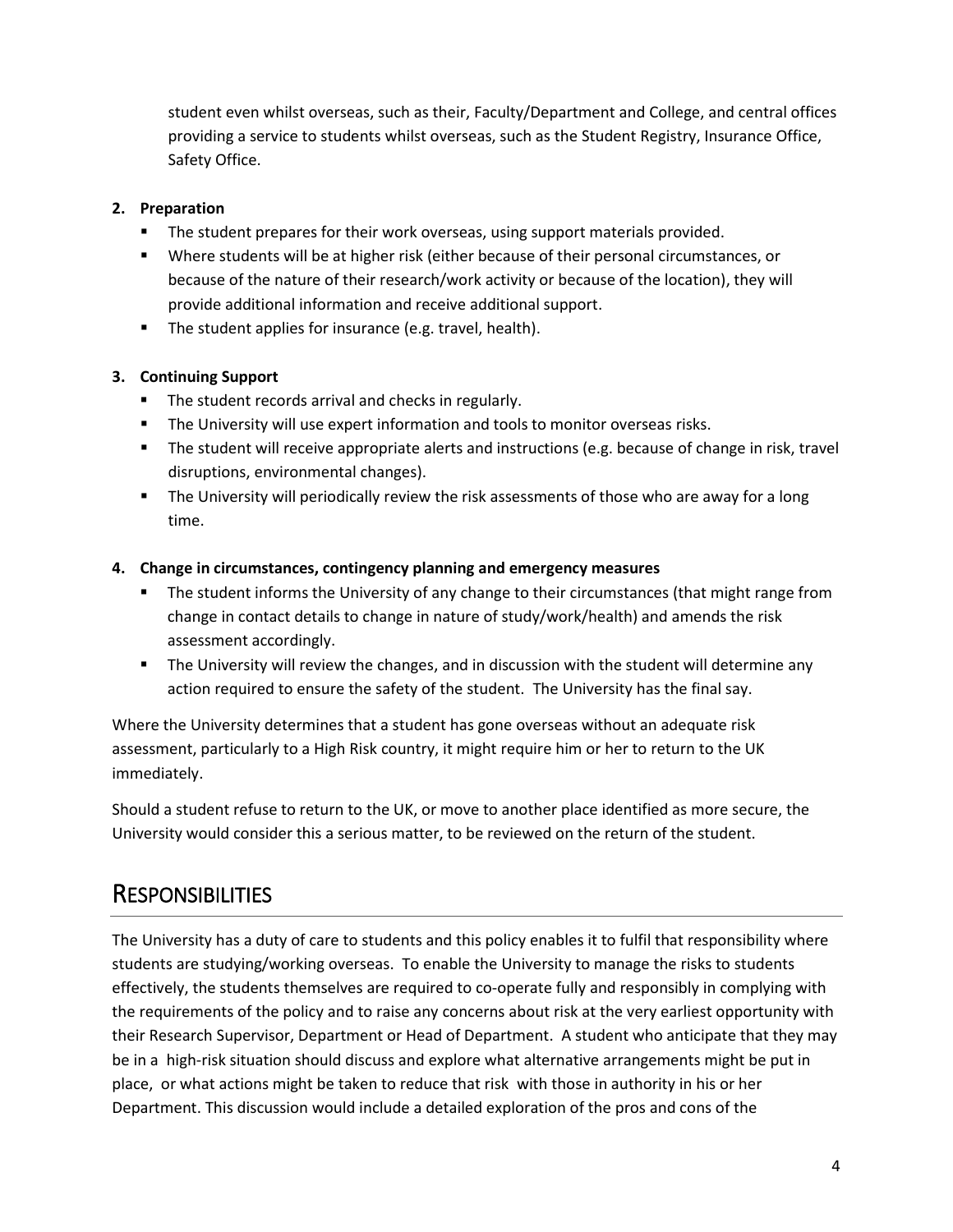student even whilst overseas, such as their, Faculty/Department and College, and central offices providing a service to students whilst overseas, such as the Student Registry, Insurance Office, Safety Office.

2. **Preparation**
   - The student prepares for their work overseas, using support materials provided.
   - Where students will be at higher risk (either because of their personal circumstances, or because of the nature of their research/work activity or because of the location), they will provide additional information and receive additional support.
   - The student applies for insurance (e.g. travel, health).

3. **Continuing Support**
   - The student records arrival and checks in regularly.
   - The University will use expert information and tools to monitor overseas risks.
   - The student will receive appropriate alerts and instructions (e.g. because of change in risk, travel disruptions, environmental changes).
   - The University will periodically review the risk assessments of those who are away for a long time.

4. **Change in circumstances, contingency planning and emergency measures**
   - The student informs the University of any change to their circumstances (that might range from change in contact details to change in nature of study/work/health) and amends the risk assessment accordingly.
   - The University will review the changes, and in discussion with the student will determine any action required to ensure the safety of the student. The University has the final say.

Where the University determines that a student has gone overseas without an adequate risk assessment, particularly to a High Risk country, it might require him or her to return to the UK immediately.

Should a student refuse to return to the UK, or move to another place identified as more secure, the University would consider this a serious matter, to be reviewed on the return of the student.

## Responsibilities

The University has a duty of care to students and this policy enables it to fulfil that responsibility where students are studying/working overseas. To enable the University to manage the risks to students effectively, the students themselves are required to co-operate fully and responsibly in complying with the requirements of the policy and to raise any concerns about risk at the very earliest opportunity with their Research Supervisor, Department or Head of Department. A student who anticipate that they may be in a high-risk situation should discuss and explore what alternative arrangements might be put in place, or what actions might be taken to reduce that risk with those in authority in his or her Department. This discussion would include a detailed exploration of the pros and cons of the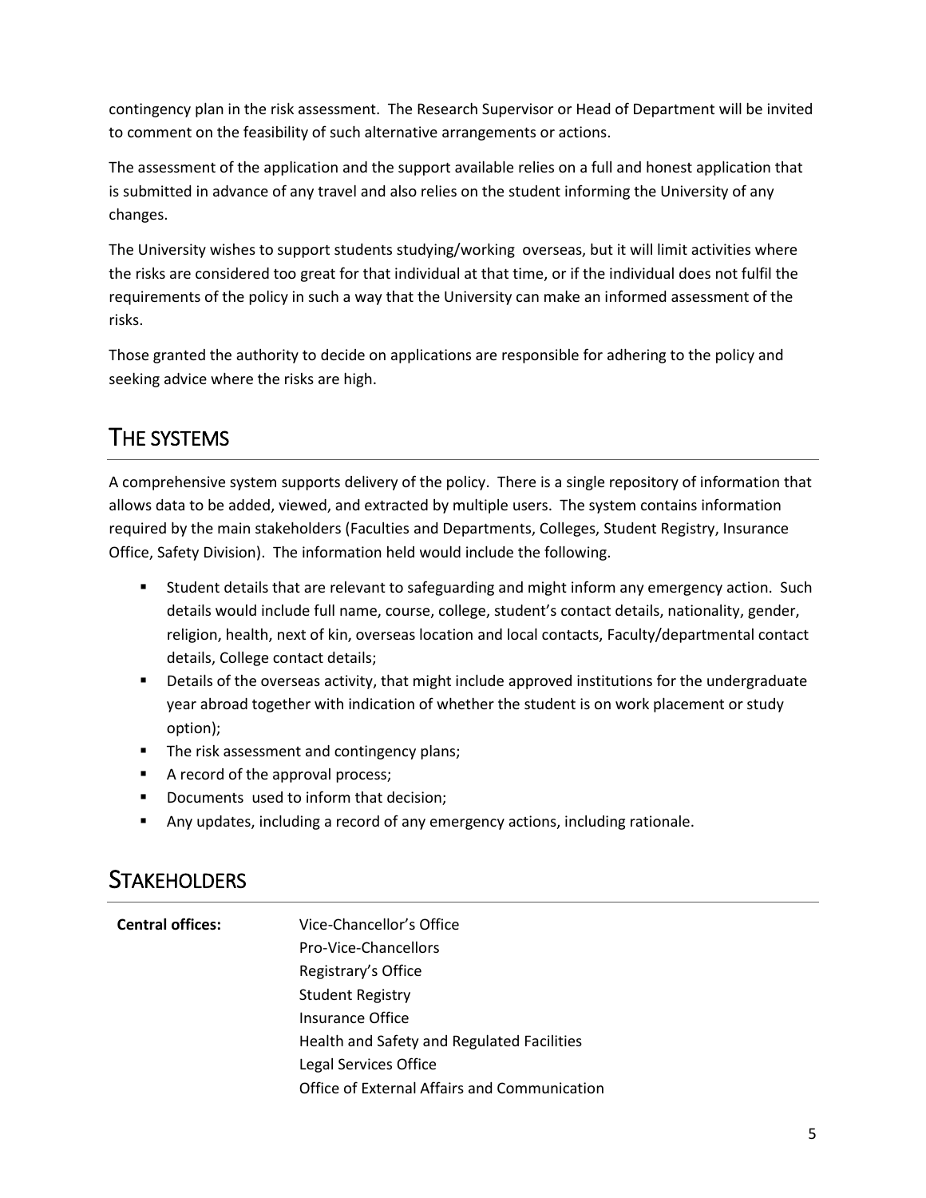contingency plan in the risk assessment. The Research Supervisor or Head of Department will be invited to comment on the feasibility of such alternative arrangements or actions.

The assessment of the application and the support available relies on a full and honest application that is submitted in advance of any travel and also relies on the student informing the University of any changes.

The University wishes to support students studying/working overseas, but it will limit activities where the risks are considered too great for that individual at that time, or if the individual does not fulfil the requirements of the policy in such a way that the University can make an informed assessment of the risks.

Those granted the authority to decide on applications are responsible for adhering to the policy and seeking advice where the risks are high.

## THE SYSTEMS

A comprehensive system supports delivery of the policy. There is a single repository of information that allows data to be added, viewed, and extracted by multiple users. The system contains information required by the main stakeholders (Faculties and Departments, Colleges, Student Registry, Insurance Office, Safety Division). The information held would include the following.

- Student details that are relevant to safeguarding and might inform any emergency action. Such details would include full name, course, college, student's contact details, nationality, gender, religion, health, next of kin, overseas location and local contacts, Faculty/departmental contact details, College contact details;
- Details of the overseas activity, that might include approved institutions for the undergraduate year abroad together with indication of whether the student is on work placement or study option);
- The risk assessment and contingency plans;
- A record of the approval process;
- Documents used to inform that decision;
- Any updates, including a record of any emergency actions, including rationale.

## STAKEHOLDERS

**Central offices:**

- Vice-Chancellor's Office
- Pro-Vice-Chancellors
- Registrary's Office
- Student Registry
- Insurance Office
- Health and Safety and Regulated Facilities
- Legal Services Office
- Office of External Affairs and Communication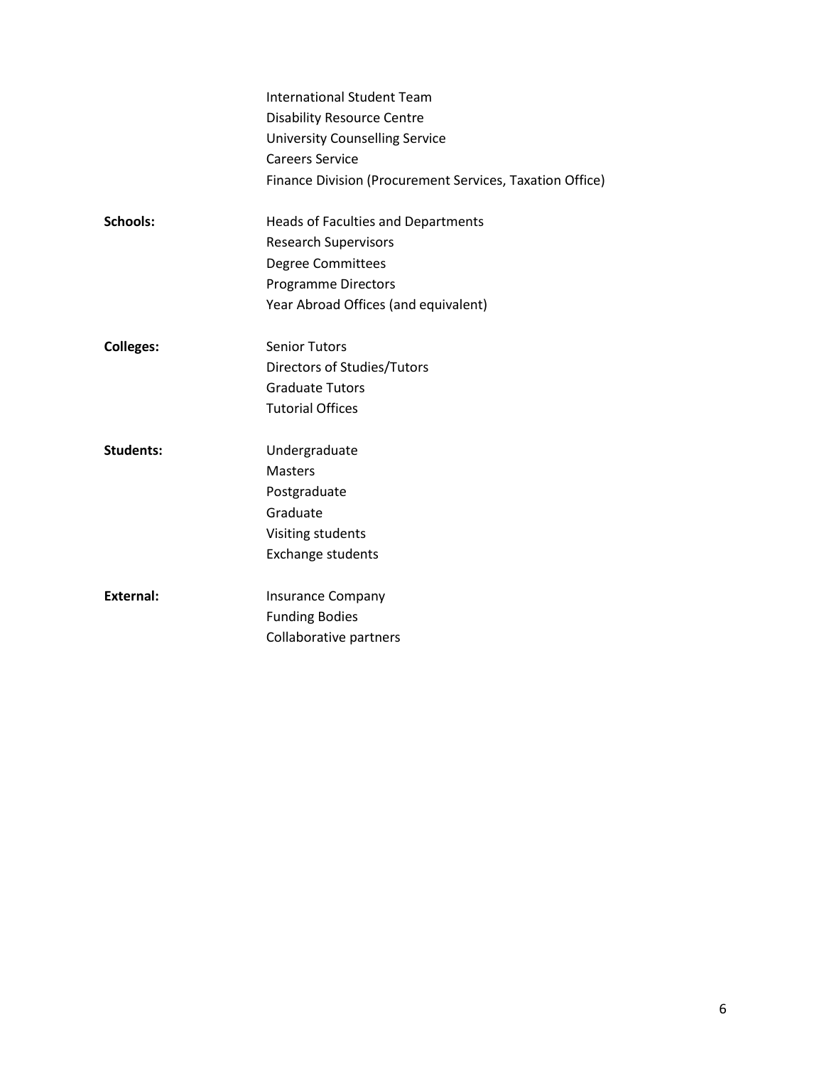| | |
|---|---|
| | International Student Team |
| | Disability Resource Centre |
| | University Counselling Service |
| | Careers Service |
| | Finance Division (Procurement Services, Taxation Office) |
| **Schools:** | Heads of Faculties and Departments |
| | Research Supervisors |
| | Degree Committees |
| | Programme Directors |
| | Year Abroad Offices (and equivalent) |
| **Colleges:** | Senior Tutors |
| | Directors of Studies/Tutors |
| | Graduate Tutors |
| | Tutorial Offices |
| **Students:** | Undergraduate |
| | Masters |
| | Postgraduate |
| | Graduate |
| | Visiting students |
| | Exchange students |
| **External:** | Insurance Company |
| | Funding Bodies |
| | Collaborative partners |